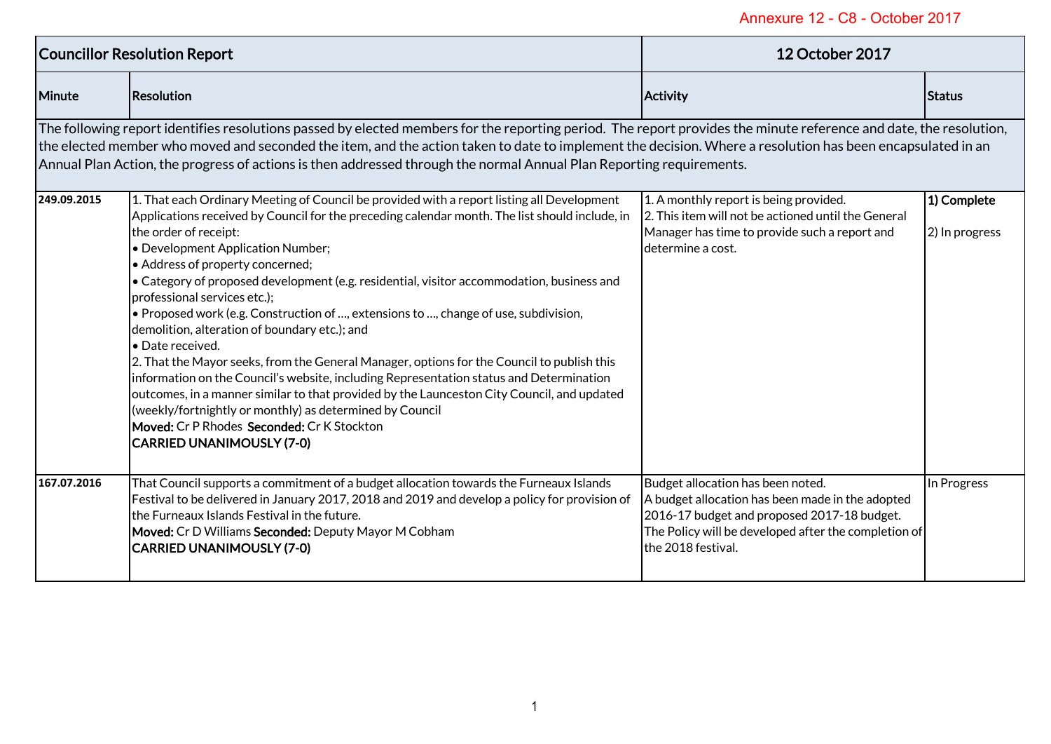Annexure 12 - C8 - October 2017

| Councillor Resolution Report | | 12 October 2017 | |
|---|---|---|---|
| **Minute** | **Resolution** | **Activity** | **Status** |
| The following report identifies resolutions passed by elected members for the reporting period. The report provides the minute reference and date, the resolution, the elected member who moved and seconded the item, and the action taken to date to implement the decision. Where a resolution has been encapsulated in an Annual Plan Action, the progress of actions is then addressed through the normal Annual Plan Reporting requirements. | | | |
| **249.09.2015** | 1. That each Ordinary Meeting of Council be provided with a report listing all Development Applications received by Council for the preceding calendar month. The list should include, in the order of receipt:<br>• Development Application Number;<br>• Address of property concerned;<br>• Category of proposed development (e.g. residential, visitor accommodation, business and professional services etc.);<br>• Proposed work (e.g. Construction of …, extensions to …, change of use, subdivision, demolition, alteration of boundary etc.); and<br>• Date received.<br>2. That the Mayor seeks, from the General Manager, options for the Council to publish this information on the Council's website, including Representation status and Determination outcomes, in a manner similar to that provided by the Launceston City Council, and updated (weekly/fortnightly or monthly) as determined by Council<br>**Moved:** Cr P Rhodes **Seconded:** Cr K Stockton<br>**CARRIED UNANIMOUSLY (7-0)** | 1. A monthly report is being provided.<br>2. This item will not be actioned until the General Manager has time to provide such a report and determine a cost. | **1) Complete**<br><br>2) In progress |
| **167.07.2016** | That Council supports a commitment of a budget allocation towards the Furneaux Islands Festival to be delivered in January 2017, 2018 and 2019 and develop a policy for provision of the Furneaux Islands Festival in the future.<br>**Moved:** Cr D Williams **Seconded:** Deputy Mayor M Cobham<br>**CARRIED UNANIMOUSLY (7-0)** | Budget allocation has been noted.<br>A budget allocation has been made in the adopted 2016-17 budget and proposed 2017-18 budget.<br>The Policy will be developed after the completion of the 2018 festival. | In Progress |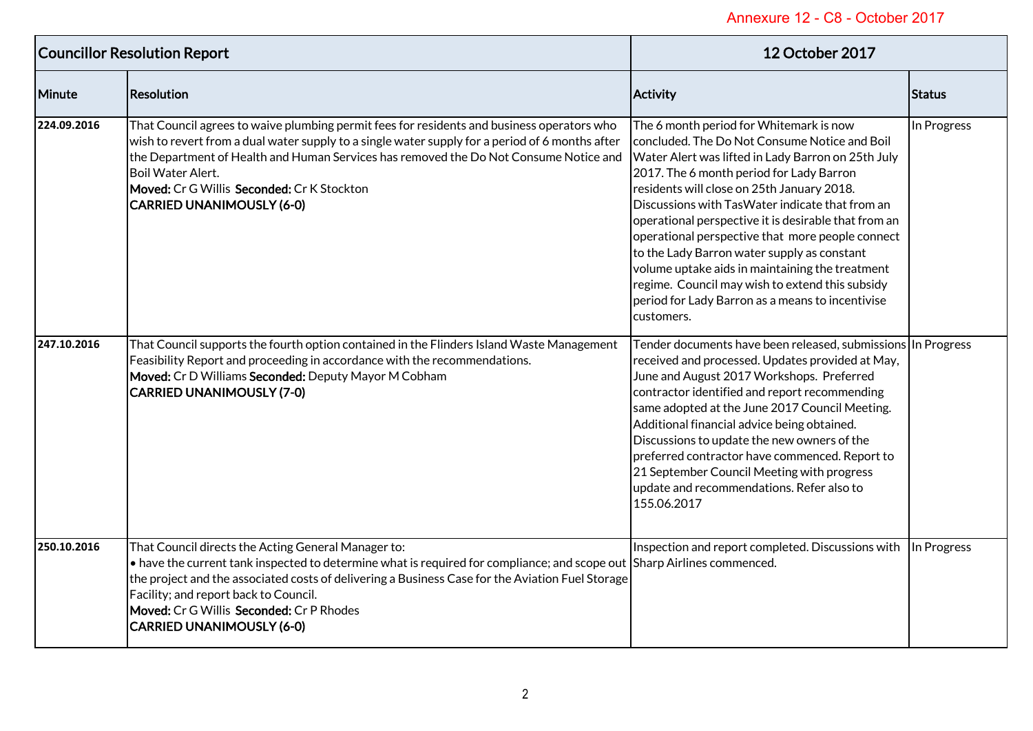Annexure 12 - C8 - October 2017

| Councillor Resolution Report | | 12 October 2017 | |
|---|---|---|---|
| **Minute** | **Resolution** | **Activity** | **Status** |
| **224.09.2016** | That Council agrees to waive plumbing permit fees for residents and business operators who wish to revert from a dual water supply to a single water supply for a period of 6 months after the Department of Health and Human Services has removed the Do Not Consume Notice and Boil Water Alert.<br>**Moved:** Cr G Willis **Seconded:** Cr K Stockton<br>**CARRIED UNANIMOUSLY (6-0)** | The 6 month period for Whitemark is now concluded. The Do Not Consume Notice and Boil Water Alert was lifted in Lady Barron on 25th July 2017. The 6 month period for Lady Barron residents will close on 25th January 2018. Discussions with TasWater indicate that from an operational perspective it is desirable that from an operational perspective that more people connect to the Lady Barron water supply as constant volume uptake aids in maintaining the treatment regime. Council may wish to extend this subsidy period for Lady Barron as a means to incentivise customers. | In Progress |
| **247.10.2016** | That Council supports the fourth option contained in the Flinders Island Waste Management Feasibility Report and proceeding in accordance with the recommendations.<br>**Moved:** Cr D Williams **Seconded:** Deputy Mayor M Cobham<br>**CARRIED UNANIMOUSLY (7-0)** | Tender documents have been released, submissions received and processed. Updates provided at May, June and August 2017 Workshops. Preferred contractor identified and report recommending same adopted at the June 2017 Council Meeting. Additional financial advice being obtained. Discussions to update the new owners of the preferred contractor have commenced. Report to 21 September Council Meeting with progress update and recommendations. Refer also to 155.06.2017 | In Progress |
| **250.10.2016** | That Council directs the Acting General Manager to:<br>• have the current tank inspected to determine what is required for compliance; and scope out the project and the associated costs of delivering a Business Case for the Aviation Fuel Storage Facility; and report back to Council.<br>**Moved:** Cr G Willis **Seconded:** Cr P Rhodes<br>**CARRIED UNANIMOUSLY (6-0)** | Inspection and report completed. Discussions with Sharp Airlines commenced. | In Progress |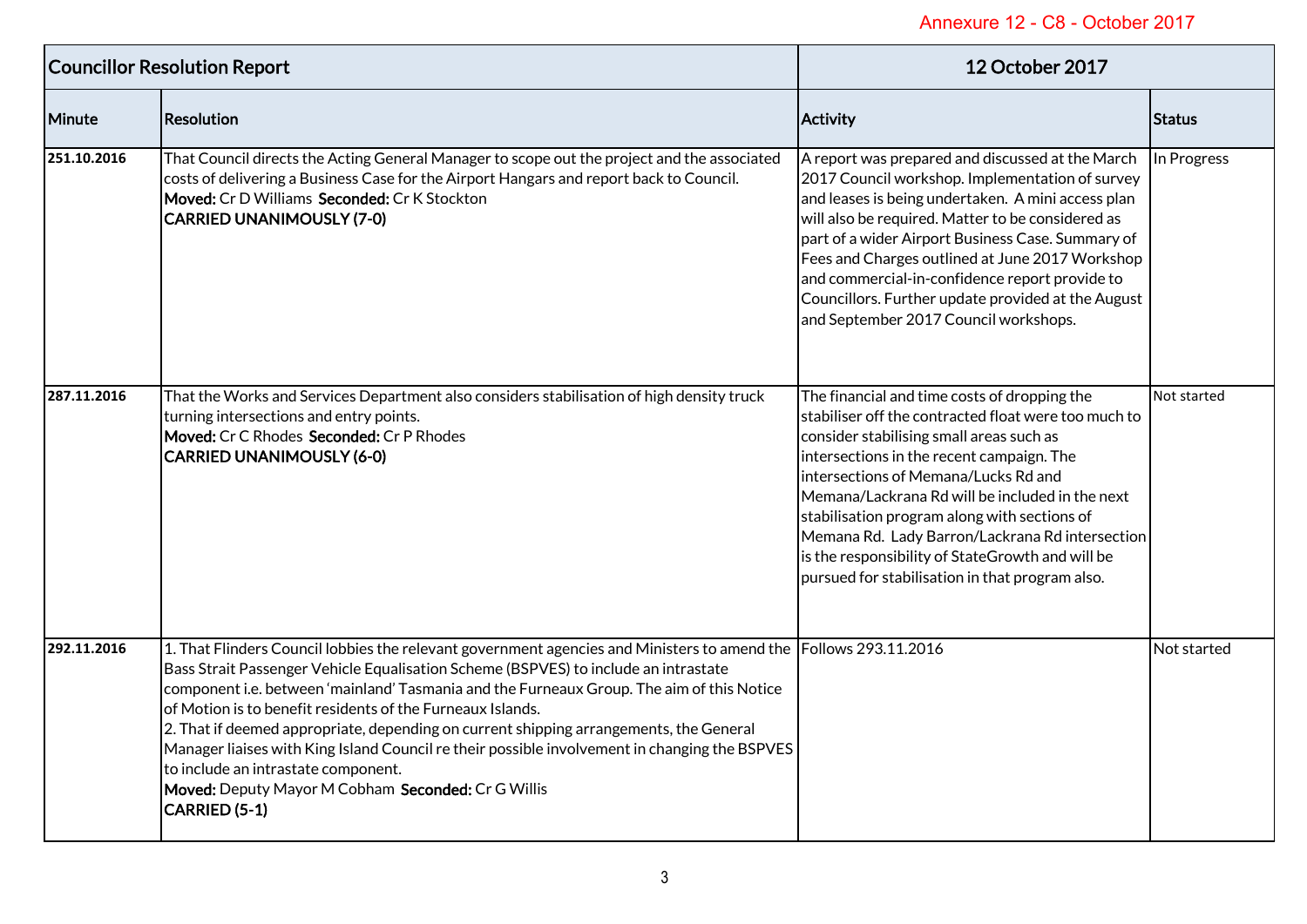Annexure 12 - C8 - October 2017

| Councillor Resolution Report | | 12 October 2017 | |
|---|---|---|---|
| **Minute** | **Resolution** | **Activity** | **Status** |
| **251.10.2016** | That Council directs the Acting General Manager to scope out the project and the associated costs of delivering a Business Case for the Airport Hangars and report back to Council.<br>**Moved:** Cr D Williams **Seconded:** Cr K Stockton<br>**CARRIED UNANIMOUSLY (7-0)** | A report was prepared and discussed at the March 2017 Council workshop. Implementation of survey and leases is being undertaken. A mini access plan will also be required. Matter to be considered as part of a wider Airport Business Case. Summary of Fees and Charges outlined at June 2017 Workshop and commercial-in-confidence report provide to Councillors. Further update provided at the August and September 2017 Council workshops. | In Progress |
| **287.11.2016** | That the Works and Services Department also considers stabilisation of high density truck turning intersections and entry points.<br>**Moved:** Cr C Rhodes **Seconded:** Cr P Rhodes<br>**CARRIED UNANIMOUSLY (6-0)** | The financial and time costs of dropping the stabiliser off the contracted float were too much to consider stabilising small areas such as intersections in the recent campaign. The intersections of Memana/Lucks Rd and Memana/Lackrana Rd will be included in the next stabilisation program along with sections of Memana Rd. Lady Barron/Lackrana Rd intersection is the responsibility of StateGrowth and will be pursued for stabilisation in that program also. | Not started |
| **292.11.2016** | 1. That Flinders Council lobbies the relevant government agencies and Ministers to amend the Bass Strait Passenger Vehicle Equalisation Scheme (BSPVES) to include an intrastate component i.e. between 'mainland' Tasmania and the Furneaux Group. The aim of this Notice of Motion is to benefit residents of the Furneaux Islands.<br>2. That if deemed appropriate, depending on current shipping arrangements, the General Manager liaises with King Island Council re their possible involvement in changing the BSPVES to include an intrastate component.<br>**Moved:** Deputy Mayor M Cobham **Seconded:** Cr G Willis<br>**CARRIED (5-1)** | Follows 293.11.2016 | Not started |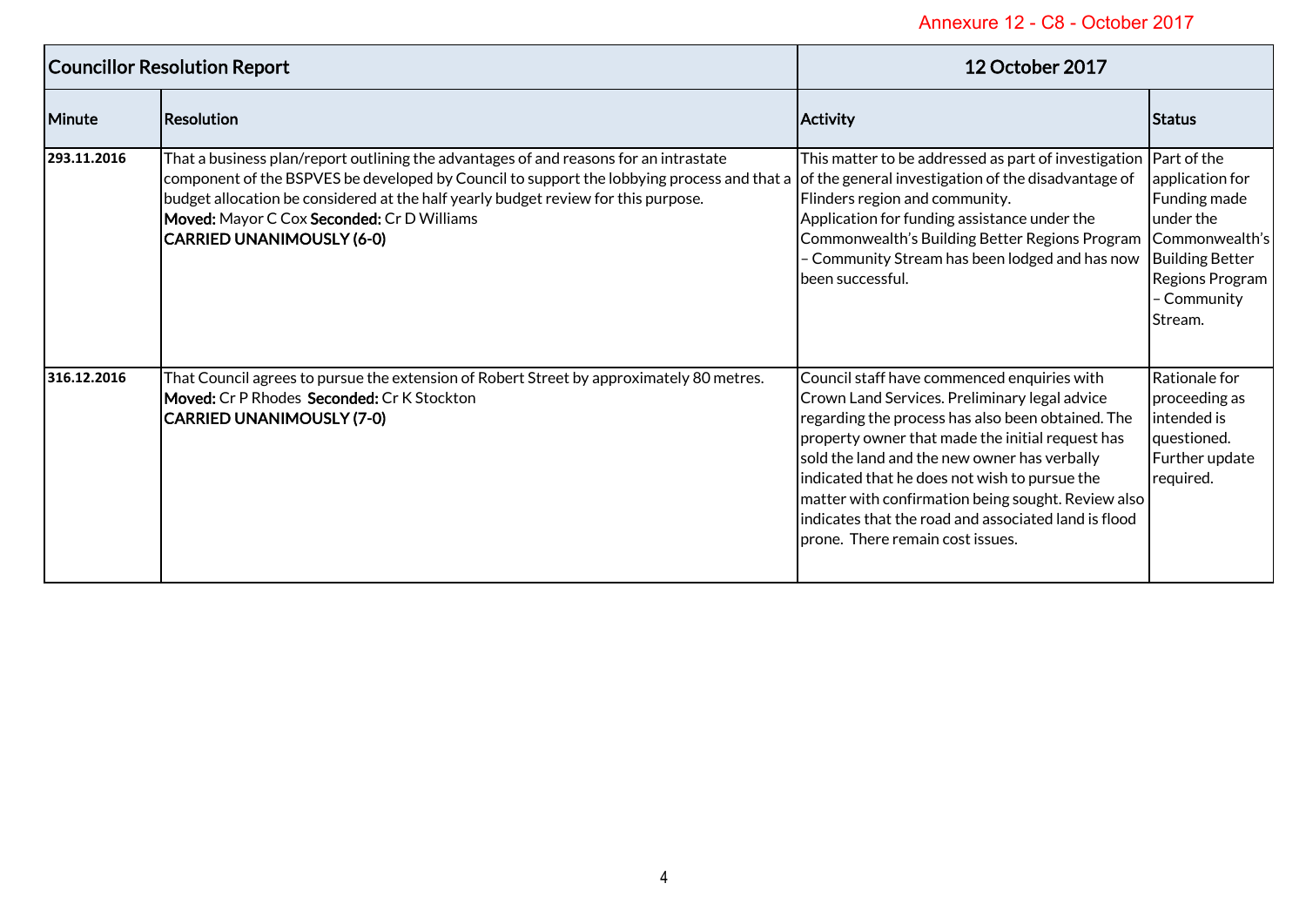Annexure 12 - C8 - October 2017

| Councillor Resolution Report | | 12 October 2017 | |
|---|---|---|---|
| **Minute** | **Resolution** | **Activity** | **Status** |
| **293.11.2016** | That a business plan/report outlining the advantages of and reasons for an intrastate component of the BSPVES be developed by Council to support the lobbying process and that a budget allocation be considered at the half yearly budget review for this purpose.<br>**Moved:** Mayor C Cox **Seconded:** Cr D Williams<br>**CARRIED UNANIMOUSLY (6-0)** | This matter to be addressed as part of investigation of the general investigation of the disadvantage of Flinders region and community.<br>Application for funding assistance under the Commonwealth's Building Better Regions Program – Community Stream has been lodged and has now been successful. | Part of the application for Funding made under the Commonwealth's Building Better Regions Program – Community Stream. |
| **316.12.2016** | That Council agrees to pursue the extension of Robert Street by approximately 80 metres.<br>**Moved:** Cr P Rhodes **Seconded:** Cr K Stockton<br>**CARRIED UNANIMOUSLY (7-0)** | Council staff have commenced enquiries with Crown Land Services. Preliminary legal advice regarding the process has also been obtained. The property owner that made the initial request has sold the land and the new owner has verbally indicated that he does not wish to pursue the matter with confirmation being sought. Review also indicates that the road and associated land is flood prone. There remain cost issues. | Rationale for proceeding as intended is questioned. Further update required. |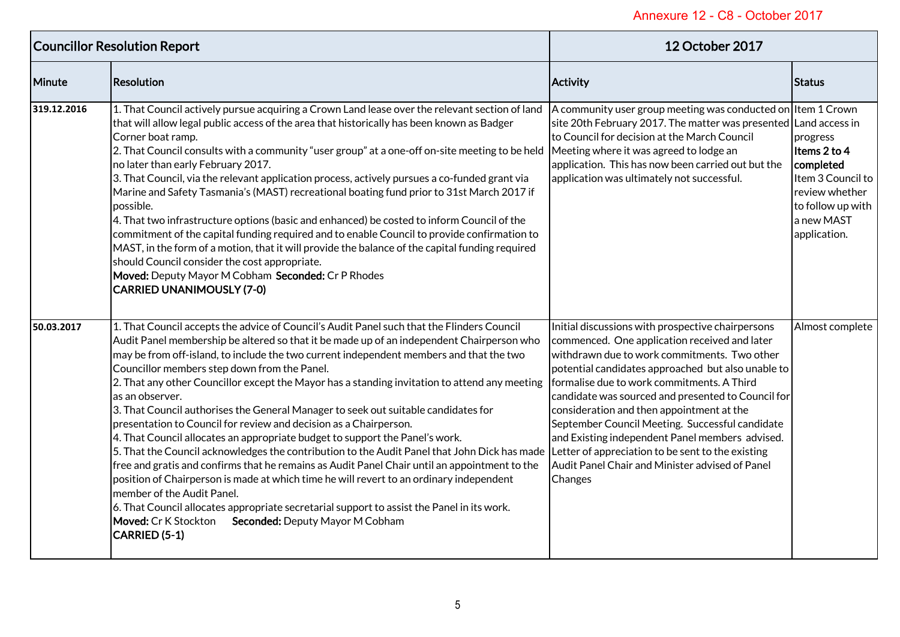Annexure 12 - C8 - October 2017

| Councillor Resolution Report | | 12 October 2017 | |
|---|---|---|---|
| **Minute** | **Resolution** | **Activity** | **Status** |
| **319.12.2016** | 1. That Council actively pursue acquiring a Crown Land lease over the relevant section of land that will allow legal public access of the area that historically has been known as Badger Corner boat ramp.<br>2. That Council consults with a community "user group" at a one-off on-site meeting to be held no later than early February 2017.<br>3. That Council, via the relevant application process, actively pursues a co-funded grant via Marine and Safety Tasmania's (MAST) recreational boating fund prior to 31st March 2017 if possible.<br>4. That two infrastructure options (basic and enhanced) be costed to inform Council of the commitment of the capital funding required and to enable Council to provide confirmation to MAST, in the form of a motion, that it will provide the balance of the capital funding required should Council consider the cost appropriate.<br>**Moved:** Deputy Mayor M Cobham **Seconded:** Cr P Rhodes<br>**CARRIED UNANIMOUSLY (7-0)** | A community user group meeting was conducted on site 20th February 2017. The matter was presented to Council for decision at the March Council Meeting where it was agreed to lodge an application. This has now been carried out but the application was ultimately not successful. | Item 1 Crown Land access in progress<br>**Items 2 to 4 completed**<br>Item 3 Council to review whether to follow up with a new MAST application. |
| **50.03.2017** | 1. That Council accepts the advice of Council's Audit Panel such that the Flinders Council Audit Panel membership be altered so that it be made up of an independent Chairperson who may be from off-island, to include the two current independent members and that the two Councillor members step down from the Panel.<br>2. That any other Councillor except the Mayor has a standing invitation to attend any meeting as an observer.<br>3. That Council authorises the General Manager to seek out suitable candidates for presentation to Council for review and decision as a Chairperson.<br>4. That Council allocates an appropriate budget to support the Panel's work.<br>5. That the Council acknowledges the contribution to the Audit Panel that John Dick has made free and gratis and confirms that he remains as Audit Panel Chair until an appointment to the position of Chairperson is made at which time he will revert to an ordinary independent member of the Audit Panel.<br>6. That Council allocates appropriate secretarial support to assist the Panel in its work.<br>**Moved:** Cr K Stockton **Seconded:** Deputy Mayor M Cobham<br>**CARRIED (5-1)** | Initial discussions with prospective chairpersons commenced. One application received and later withdrawn due to work commitments. Two other potential candidates approached but also unable to formalise due to work commitments. A Third candidate was sourced and presented to Council for consideration and then appointment at the September Council Meeting. Successful candidate and Existing independent Panel members advised. Letter of appreciation to be sent to the existing Audit Panel Chair and Minister advised of Panel Changes | Almost complete |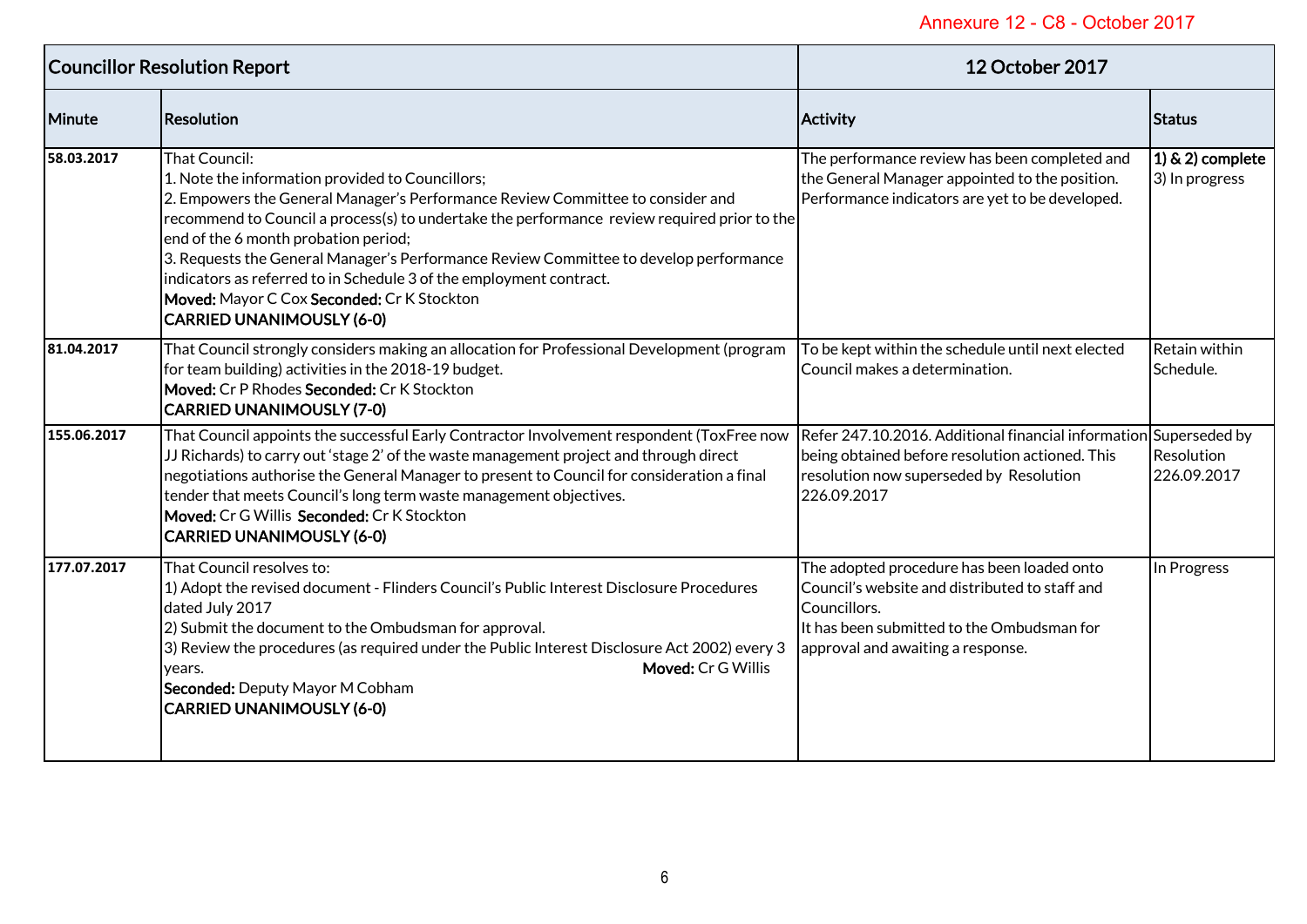Annexure 12 - C8 - October 2017

| Councillor Resolution Report | | 12 October 2017 | |
|---|---|---|---|
| **Minute** | **Resolution** | **Activity** | **Status** |
| **58.03.2017** | That Council:<br>1. Note the information provided to Councillors;<br>2. Empowers the General Manager's Performance Review Committee to consider and recommend to Council a process(s) to undertake the performance review required prior to the end of the 6 month probation period;<br>3. Requests the General Manager's Performance Review Committee to develop performance indicators as referred to in Schedule 3 of the employment contract.<br>**Moved:** Mayor C Cox **Seconded:** Cr K Stockton<br>**CARRIED UNANIMOUSLY (6-0)** | The performance review has been completed and the General Manager appointed to the position. Performance indicators are yet to be developed. | **1) & 2) complete**<br>3) In progress |
| **81.04.2017** | That Council strongly considers making an allocation for Professional Development (program for team building) activities in the 2018-19 budget.<br>**Moved:** Cr P Rhodes **Seconded:** Cr K Stockton<br>**CARRIED UNANIMOUSLY (7-0)** | To be kept within the schedule until next elected Council makes a determination. | Retain within Schedule. |
| **155.06.2017** | That Council appoints the successful Early Contractor Involvement respondent (ToxFree now JJ Richards) to carry out 'stage 2' of the waste management project and through direct negotiations authorise the General Manager to present to Council for consideration a final tender that meets Council's long term waste management objectives.<br>**Moved:** Cr G Willis **Seconded:** Cr K Stockton<br>**CARRIED UNANIMOUSLY (6-0)** | Refer 247.10.2016. Additional financial information being obtained before resolution actioned. This resolution now superseded by Resolution 226.09.2017 | Superseded by Resolution 226.09.2017 |
| **177.07.2017** | That Council resolves to:<br>1) Adopt the revised document - Flinders Council's Public Interest Disclosure Procedures dated July 2017<br>2) Submit the document to the Ombudsman for approval.<br>3) Review the procedures (as required under the Public Interest Disclosure Act 2002) every 3 years. **Moved:** Cr G Willis<br>**Seconded:** Deputy Mayor M Cobham<br>**CARRIED UNANIMOUSLY (6-0)** | The adopted procedure has been loaded onto Council's website and distributed to staff and Councillors.<br>It has been submitted to the Ombudsman for approval and awaiting a response. | In Progress |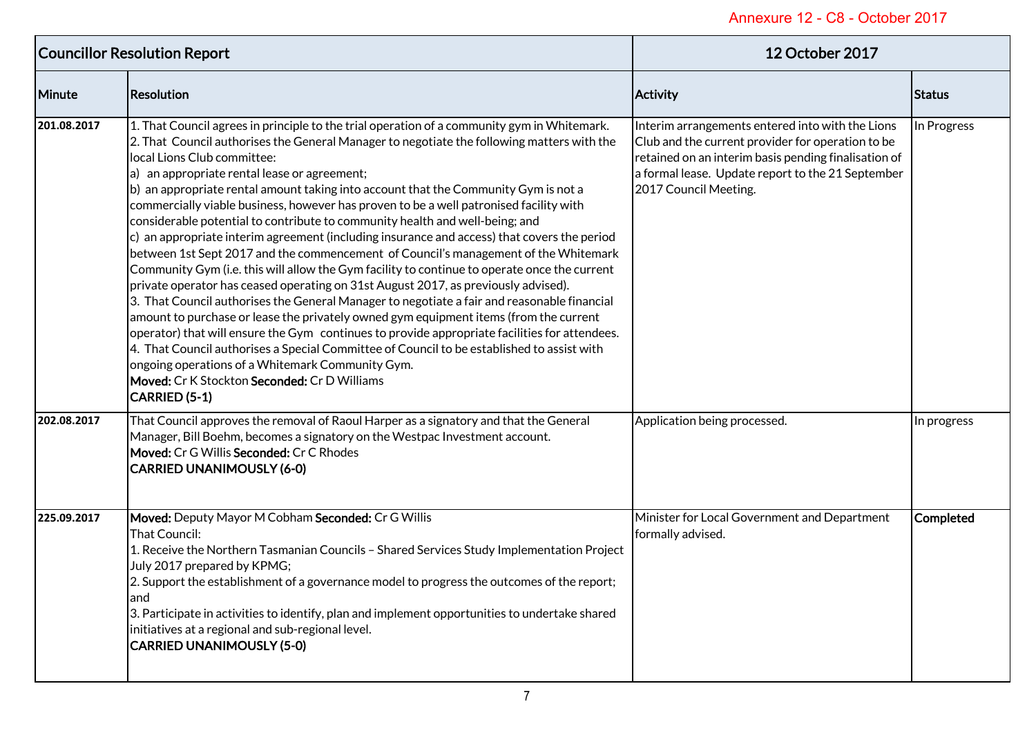Annexure 12 - C8 - October 2017

| Councillor Resolution Report | | 12 October 2017 | |
|---|---|---|---|
| **Minute** | **Resolution** | **Activity** | **Status** |
| **201.08.2017** | 1. That Council agrees in principle to the trial operation of a community gym in Whitemark.<br>2. That Council authorises the General Manager to negotiate the following matters with the local Lions Club committee:<br>a) an appropriate rental lease or agreement;<br>b) an appropriate rental amount taking into account that the Community Gym is not a commercially viable business, however has proven to be a well patronised facility with considerable potential to contribute to community health and well-being; and<br>c) an appropriate interim agreement (including insurance and access) that covers the period between 1st Sept 2017 and the commencement of Council's management of the Whitemark Community Gym (i.e. this will allow the Gym facility to continue to operate once the current private operator has ceased operating on 31st August 2017, as previously advised).<br>3. That Council authorises the General Manager to negotiate a fair and reasonable financial amount to purchase or lease the privately owned gym equipment items (from the current operator) that will ensure the Gym continues to provide appropriate facilities for attendees.<br>4. That Council authorises a Special Committee of Council to be established to assist with ongoing operations of a Whitemark Community Gym.<br>**Moved:** Cr K Stockton **Seconded:** Cr D Williams<br>**CARRIED (5-1)** | Interim arrangements entered into with the Lions Club and the current provider for operation to be retained on an interim basis pending finalisation of a formal lease. Update report to the 21 September 2017 Council Meeting. | In Progress |
| **202.08.2017** | That Council approves the removal of Raoul Harper as a signatory and that the General Manager, Bill Boehm, becomes a signatory on the Westpac Investment account.<br>**Moved:** Cr G Willis **Seconded:** Cr C Rhodes<br>**CARRIED UNANIMOUSLY (6-0)** | Application being processed. | In progress |
| **225.09.2017** | **Moved:** Deputy Mayor M Cobham **Seconded:** Cr G Willis<br>That Council:<br>1. Receive the Northern Tasmanian Councils – Shared Services Study Implementation Project July 2017 prepared by KPMG;<br>2. Support the establishment of a governance model to progress the outcomes of the report; and<br>3. Participate in activities to identify, plan and implement opportunities to undertake shared initiatives at a regional and sub-regional level.<br>**CARRIED UNANIMOUSLY (5-0)** | Minister for Local Government and Department formally advised. | **Completed** |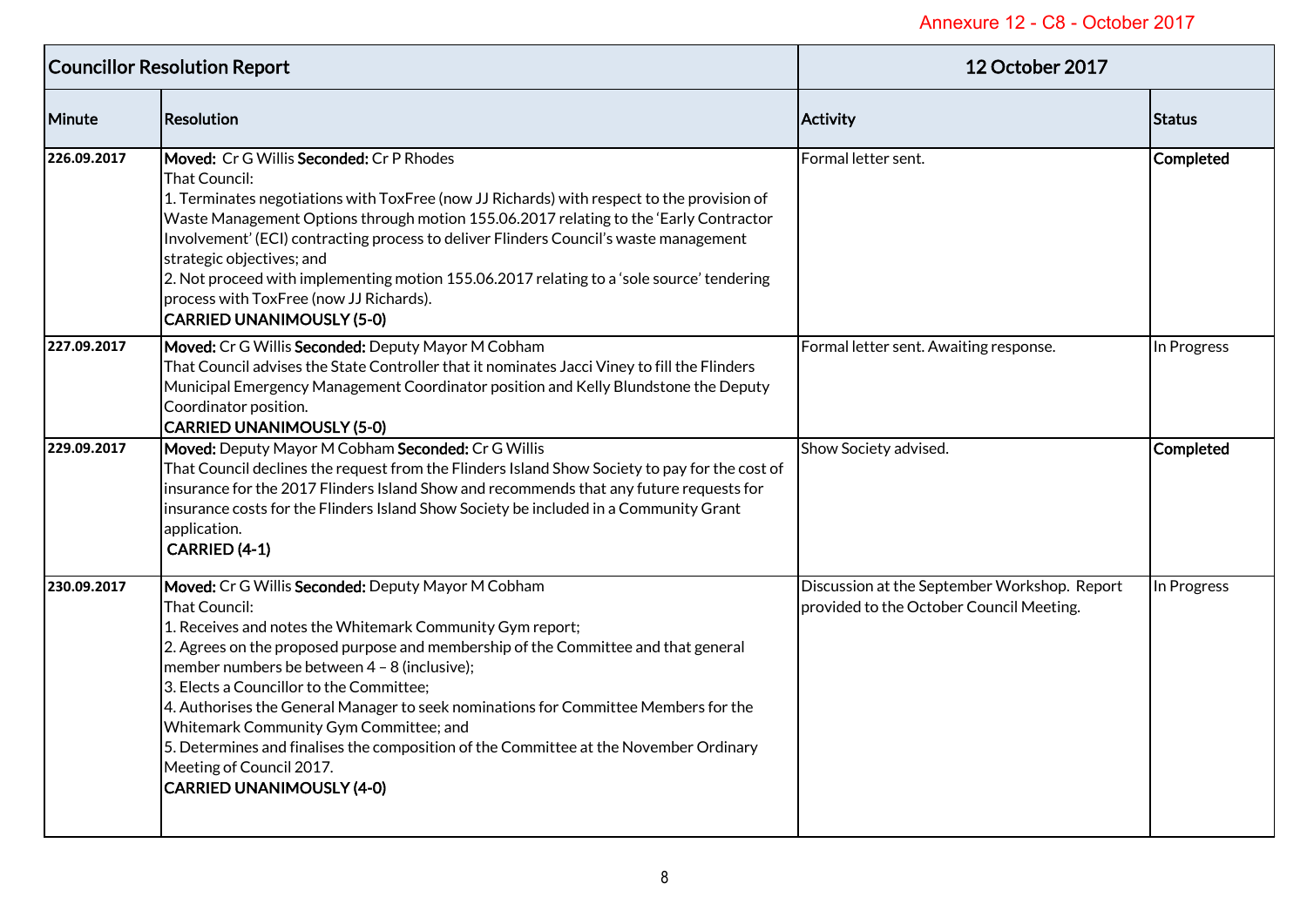Annexure 12 - C8 - October 2017

| Councillor Resolution Report | | 12 October 2017 | |
|---|---|---|---|
| **Minute** | **Resolution** | **Activity** | **Status** |
| **226.09.2017** | **Moved:** Cr G Willis **Seconded:** Cr P Rhodes<br>That Council:<br>1. Terminates negotiations with ToxFree (now JJ Richards) with respect to the provision of Waste Management Options through motion 155.06.2017 relating to the 'Early Contractor Involvement' (ECI) contracting process to deliver Flinders Council's waste management strategic objectives; and<br>2. Not proceed with implementing motion 155.06.2017 relating to a 'sole source' tendering process with ToxFree (now JJ Richards).<br>**CARRIED UNANIMOUSLY (5-0)** | Formal letter sent. | **Completed** |
| **227.09.2017** | **Moved:** Cr G Willis **Seconded:** Deputy Mayor M Cobham<br>That Council advises the State Controller that it nominates Jacci Viney to fill the Flinders Municipal Emergency Management Coordinator position and Kelly Blundstone the Deputy Coordinator position.<br>**CARRIED UNANIMOUSLY (5-0)** | Formal letter sent. Awaiting response. | In Progress |
| **229.09.2017** | **Moved:** Deputy Mayor M Cobham **Seconded:** Cr G Willis<br>That Council declines the request from the Flinders Island Show Society to pay for the cost of insurance for the 2017 Flinders Island Show and recommends that any future requests for insurance costs for the Flinders Island Show Society be included in a Community Grant application.<br>**CARRIED (4-1)** | Show Society advised. | **Completed** |
| **230.09.2017** | **Moved:** Cr G Willis **Seconded:** Deputy Mayor M Cobham<br>That Council:<br>1. Receives and notes the Whitemark Community Gym report;<br>2. Agrees on the proposed purpose and membership of the Committee and that general member numbers be between 4 – 8 (inclusive);<br>3. Elects a Councillor to the Committee;<br>4. Authorises the General Manager to seek nominations for Committee Members for the Whitemark Community Gym Committee; and<br>5. Determines and finalises the composition of the Committee at the November Ordinary Meeting of Council 2017.<br>**CARRIED UNANIMOUSLY (4-0)** | Discussion at the September Workshop. Report provided to the October Council Meeting. | In Progress |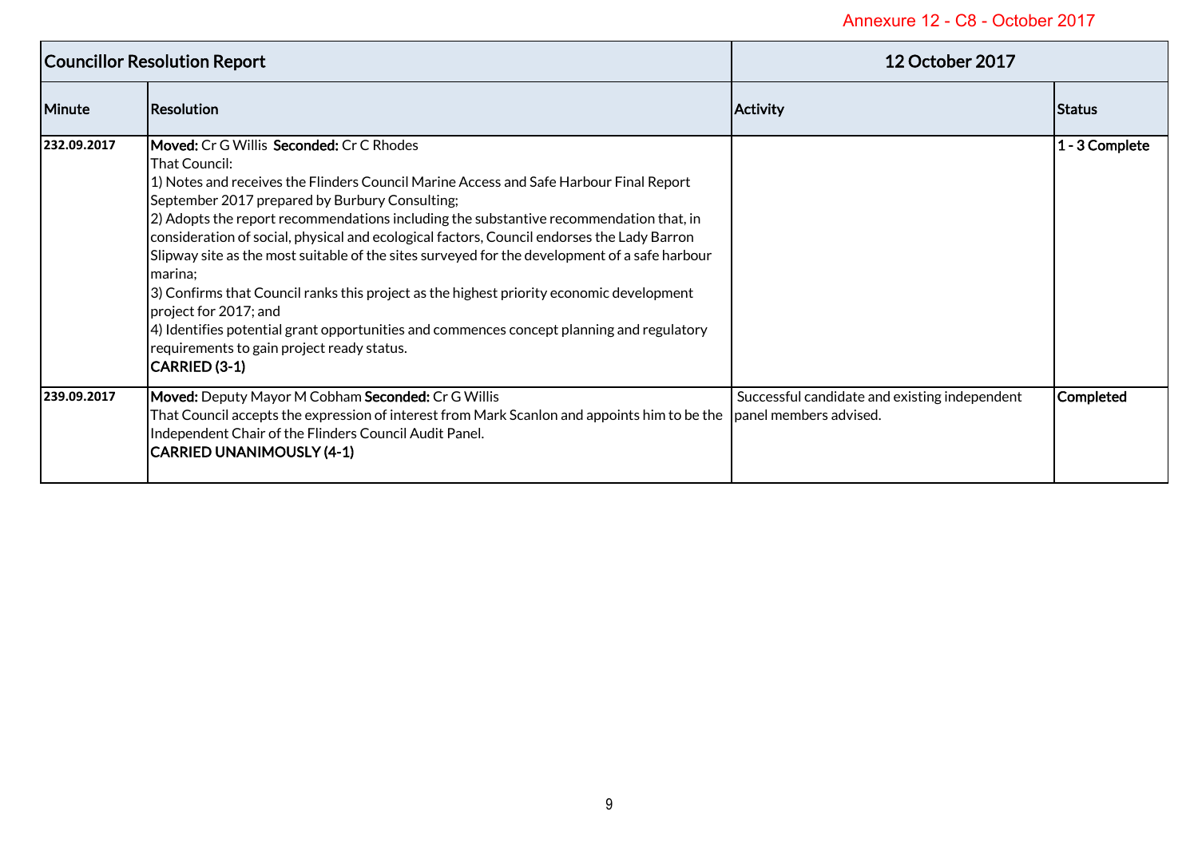Annexure 12 - C8 - October 2017

| Councillor Resolution Report | | 12 October 2017 | |
|---|---|---|---|
| **Minute** | **Resolution** | **Activity** | **Status** |
| **232.09.2017** | **Moved:** Cr G Willis **Seconded:** Cr C Rhodes<br>That Council:<br>1) Notes and receives the Flinders Council Marine Access and Safe Harbour Final Report September 2017 prepared by Burbury Consulting;<br>2) Adopts the report recommendations including the substantive recommendation that, in consideration of social, physical and ecological factors, Council endorses the Lady Barron Slipway site as the most suitable of the sites surveyed for the development of a safe harbour marina;<br>3) Confirms that Council ranks this project as the highest priority economic development project for 2017; and<br>4) Identifies potential grant opportunities and commences concept planning and regulatory requirements to gain project ready status.<br>**CARRIED (3-1)** | | **1 - 3 Complete** |
| **239.09.2017** | **Moved:** Deputy Mayor M Cobham **Seconded:** Cr G Willis<br>That Council accepts the expression of interest from Mark Scanlon and appoints him to be the Independent Chair of the Flinders Council Audit Panel.<br>**CARRIED UNANIMOUSLY (4-1)** | Successful candidate and existing independent panel members advised. | **Completed** |